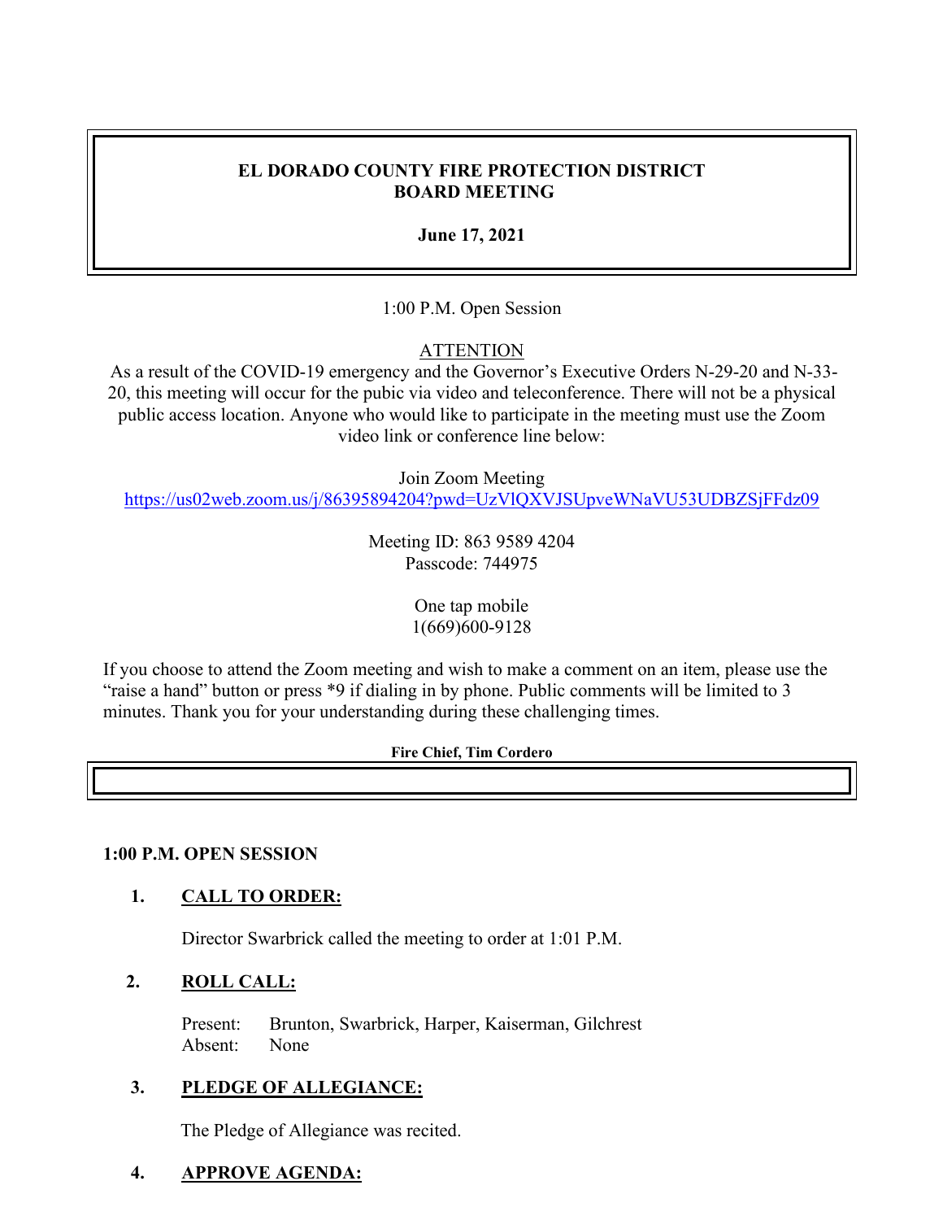# EL DORADO COUNTY FIRE PROTECTION DISTRICT
# BOARD MEETING

**June 17, 2021**

1:00 P.M. Open Session

ATTENTION

As a result of the COVID-19 emergency and the Governor's Executive Orders N-29-20 and N-33-20, this meeting will occur for the pubic via video and teleconference. There will not be a physical public access location. Anyone who would like to participate in the meeting must use the Zoom video link or conference line below:

Join Zoom Meeting
https://us02web.zoom.us/j/86395894204?pwd=UzVlQXVJSUpveWNaVU53UDBZSjFFdz09

Meeting ID: 863 9589 4204
Passcode: 744975

One tap mobile
1(669)600-9128

If you choose to attend the Zoom meeting and wish to make a comment on an item, please use the "raise a hand" button or press *9 if dialing in by phone. Public comments will be limited to 3 minutes. Thank you for your understanding during these challenging times.

**Fire Chief, Tim Cordero**

**1:00 P.M. OPEN SESSION**

1. **CALL TO ORDER:**

   Director Swarbrick called the meeting to order at 1:01 P.M.

2. **ROLL CALL:**

   Present: Brunton, Swarbrick, Harper, Kaiserman, Gilchrest
   Absent: None

3. **PLEDGE OF ALLEGIANCE:**

   The Pledge of Allegiance was recited.

4. **APPROVE AGENDA:**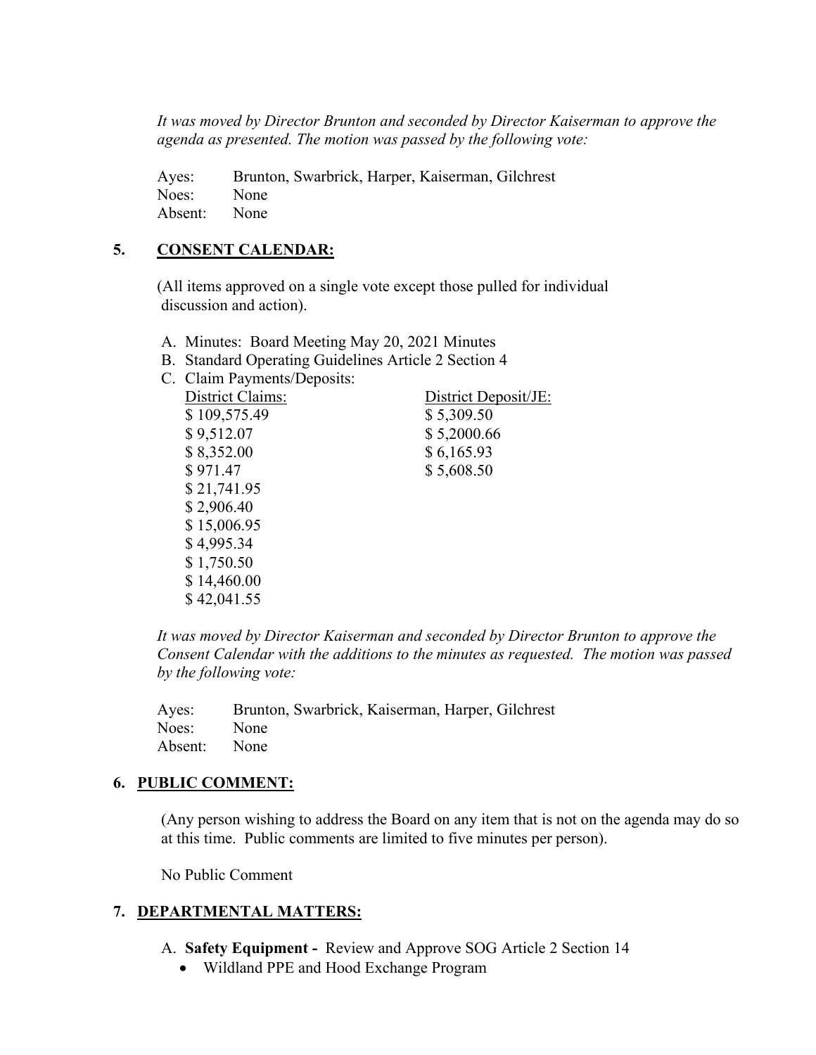*It was moved by Director Brunton and seconded by Director Kaiserman to approve the agenda as presented. The motion was passed by the following vote:*

Ayes: Brunton, Swarbrick, Harper, Kaiserman, Gilchrest
Noes: None
Absent: None

## 5. CONSENT CALENDAR:

(All items approved on a single vote except those pulled for individual discussion and action).

A. Minutes: Board Meeting May 20, 2021 Minutes
B. Standard Operating Guidelines Article 2 Section 4
C. Claim Payments/Deposits:

| District Claims: | District Deposit/JE: |
|---|---|
| $ 109,575.49 | $ 5,309.50 |
| $ 9,512.07 | $ 5,2000.66 |
| $ 8,352.00 | $ 6,165.93 |
| $ 971.47 | $ 5,608.50 |
| $ 21,741.95 | |
| $ 2,906.40 | |
| $ 15,006.95 | |
| $ 4,995.34 | |
| $ 1,750.50 | |
| $ 14,460.00 | |
| $ 42,041.55 | |

*It was moved by Director Kaiserman and seconded by Director Brunton to approve the Consent Calendar with the additions to the minutes as requested. The motion was passed by the following vote:*

Ayes: Brunton, Swarbrick, Kaiserman, Harper, Gilchrest
Noes: None
Absent: None

## 6. PUBLIC COMMENT:

(Any person wishing to address the Board on any item that is not on the agenda may do so at this time. Public comments are limited to five minutes per person).

No Public Comment

## 7. DEPARTMENTAL MATTERS:

A. **Safety Equipment -** Review and Approve SOG Article 2 Section 14
- Wildland PPE and Hood Exchange Program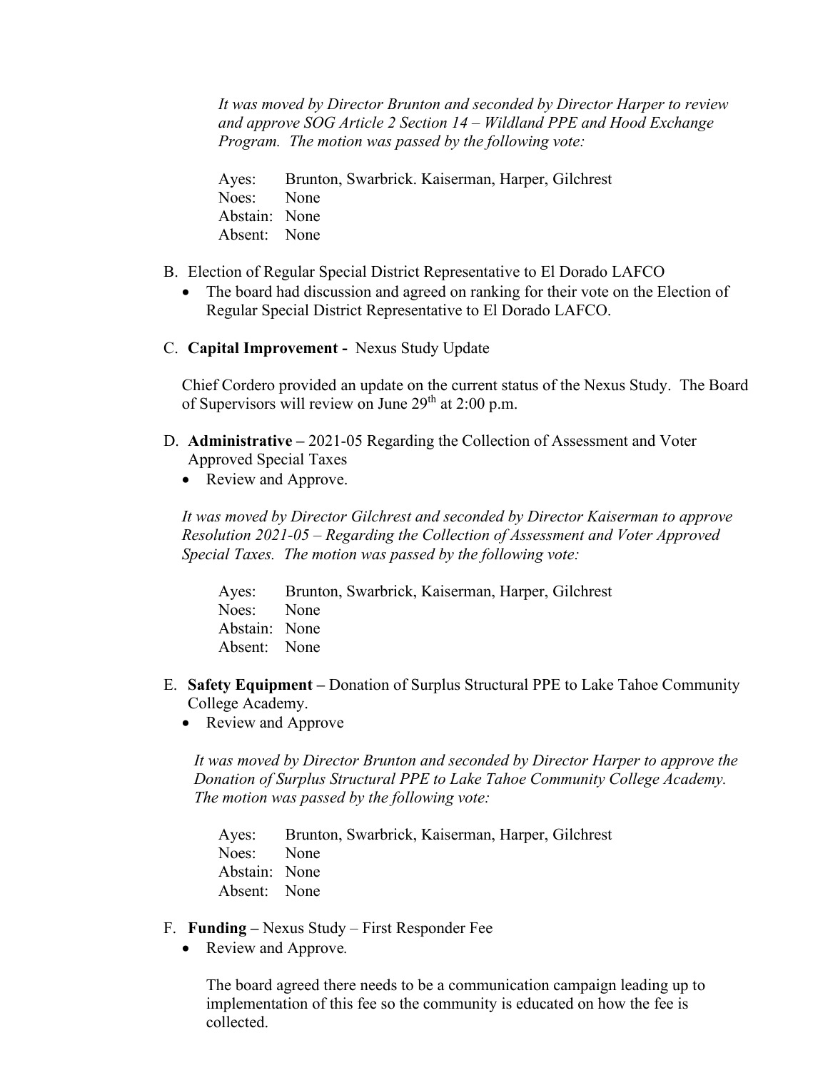*It was moved by Director Brunton and seconded by Director Harper to review and approve SOG Article 2 Section 14 – Wildland PPE and Hood Exchange Program. The motion was passed by the following vote:*

Ayes: Brunton, Swarbrick. Kaiserman, Harper, Gilchrest
Noes: None
Abstain: None
Absent: None

B. Election of Regular Special District Representative to El Dorado LAFCO

- The board had discussion and agreed on ranking for their vote on the Election of Regular Special District Representative to El Dorado LAFCO.

C. **Capital Improvement -** Nexus Study Update

Chief Cordero provided an update on the current status of the Nexus Study. The Board of Supervisors will review on June 29th at 2:00 p.m.

D. **Administrative –** 2021-05 Regarding the Collection of Assessment and Voter Approved Special Taxes

- Review and Approve.

*It was moved by Director Gilchrest and seconded by Director Kaiserman to approve Resolution 2021-05 – Regarding the Collection of Assessment and Voter Approved Special Taxes. The motion was passed by the following vote:*

Ayes: Brunton, Swarbrick, Kaiserman, Harper, Gilchrest
Noes: None
Abstain: None
Absent: None

E. **Safety Equipment –** Donation of Surplus Structural PPE to Lake Tahoe Community College Academy.

- Review and Approve

*It was moved by Director Brunton and seconded by Director Harper to approve the Donation of Surplus Structural PPE to Lake Tahoe Community College Academy. The motion was passed by the following vote:*

Ayes: Brunton, Swarbrick, Kaiserman, Harper, Gilchrest
Noes: None
Abstain: None
Absent: None

F. **Funding –** Nexus Study – First Responder Fee

- Review and Approve.

The board agreed there needs to be a communication campaign leading up to implementation of this fee so the community is educated on how the fee is collected.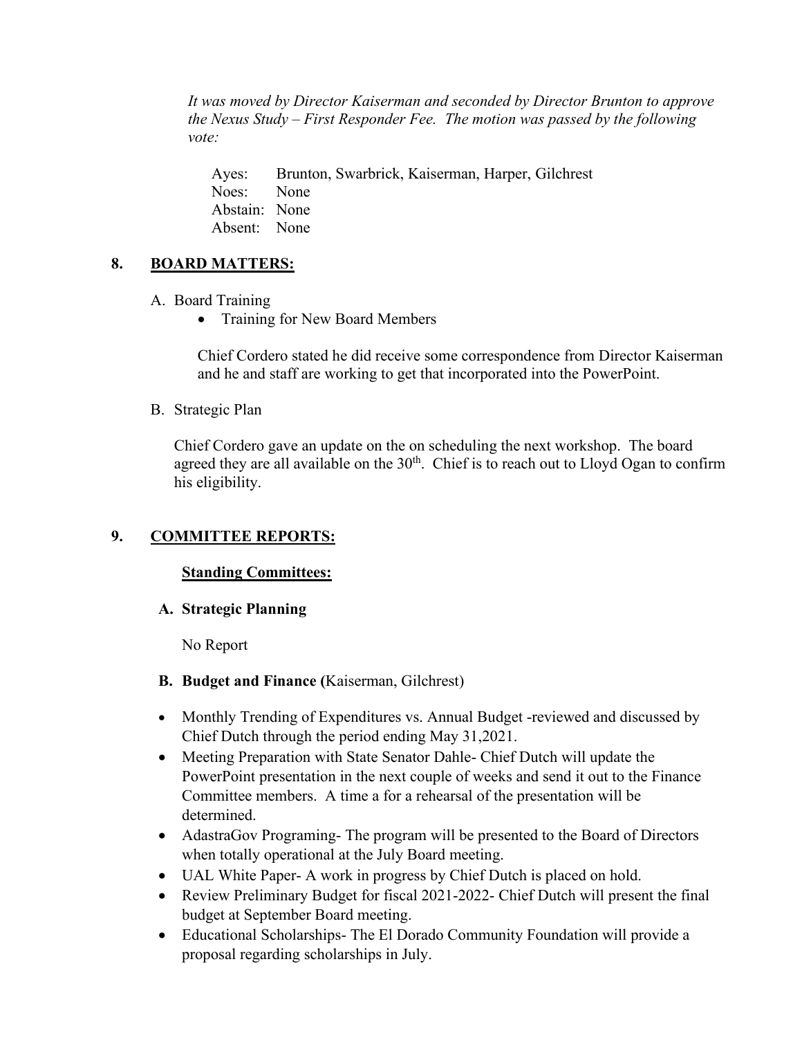*It was moved by Director Kaiserman and seconded by Director Brunton to approve the Nexus Study – First Responder Fee. The motion was passed by the following vote:*

Ayes: Brunton, Swarbrick, Kaiserman, Harper, Gilchrest
Noes: None
Abstain: None
Absent: None

## 8. BOARD MATTERS:

A. Board Training

- Training for New Board Members

Chief Cordero stated he did receive some correspondence from Director Kaiserman and he and staff are working to get that incorporated into the PowerPoint.

B. Strategic Plan

Chief Cordero gave an update on the on scheduling the next workshop. The board agreed they are all available on the 30th. Chief is to reach out to Lloyd Ogan to confirm his eligibility.

## 9. COMMITTEE REPORTS:

**Standing Committees:**

**A. Strategic Planning**

No Report

**B. Budget and Finance (**Kaiserman, Gilchrest)

- Monthly Trending of Expenditures vs. Annual Budget -reviewed and discussed by Chief Dutch through the period ending May 31,2021.
- Meeting Preparation with State Senator Dahle- Chief Dutch will update the PowerPoint presentation in the next couple of weeks and send it out to the Finance Committee members. A time a for a rehearsal of the presentation will be determined.
- AdastraGov Programing- The program will be presented to the Board of Directors when totally operational at the July Board meeting.
- UAL White Paper- A work in progress by Chief Dutch is placed on hold.
- Review Preliminary Budget for fiscal 2021-2022- Chief Dutch will present the final budget at September Board meeting.
- Educational Scholarships- The El Dorado Community Foundation will provide a proposal regarding scholarships in July.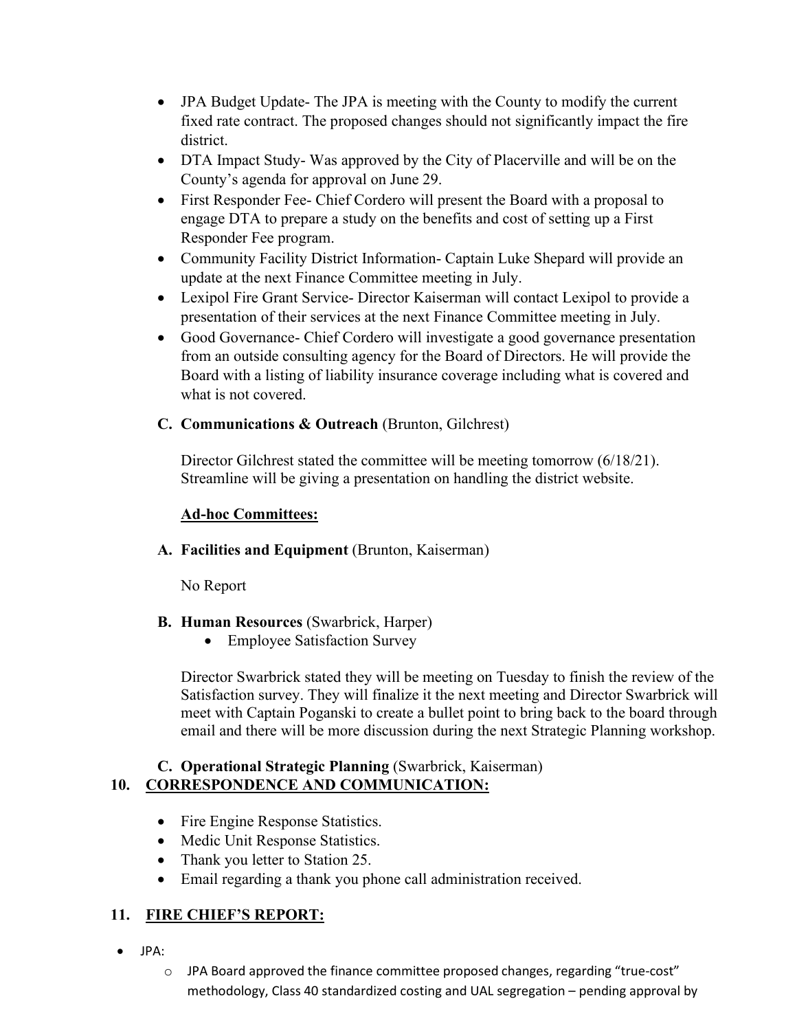- JPA Budget Update- The JPA is meeting with the County to modify the current fixed rate contract. The proposed changes should not significantly impact the fire district.
- DTA Impact Study- Was approved by the City of Placerville and will be on the County's agenda for approval on June 29.
- First Responder Fee- Chief Cordero will present the Board with a proposal to engage DTA to prepare a study on the benefits and cost of setting up a First Responder Fee program.
- Community Facility District Information- Captain Luke Shepard will provide an update at the next Finance Committee meeting in July.
- Lexipol Fire Grant Service- Director Kaiserman will contact Lexipol to provide a presentation of their services at the next Finance Committee meeting in July.
- Good Governance- Chief Cordero will investigate a good governance presentation from an outside consulting agency for the Board of Directors. He will provide the Board with a listing of liability insurance coverage including what is covered and what is not covered.

**C. Communications & Outreach** (Brunton, Gilchrest)

Director Gilchrest stated the committee will be meeting tomorrow (6/18/21). Streamline will be giving a presentation on handling the district website.

**Ad-hoc Committees:**

**A. Facilities and Equipment** (Brunton, Kaiserman)

No Report

**B. Human Resources** (Swarbrick, Harper)

- Employee Satisfaction Survey

Director Swarbrick stated they will be meeting on Tuesday to finish the review of the Satisfaction survey. They will finalize it the next meeting and Director Swarbrick will meet with Captain Poganski to create a bullet point to bring back to the board through email and there will be more discussion during the next Strategic Planning workshop.

**C. Operational Strategic Planning** (Swarbrick, Kaiserman)

## 10. CORRESPONDENCE AND COMMUNICATION:

- Fire Engine Response Statistics.
- Medic Unit Response Statistics.
- Thank you letter to Station 25.
- Email regarding a thank you phone call administration received.

## 11. FIRE CHIEF'S REPORT:

- JPA:
  - JPA Board approved the finance committee proposed changes, regarding "true-cost" methodology, Class 40 standardized costing and UAL segregation – pending approval by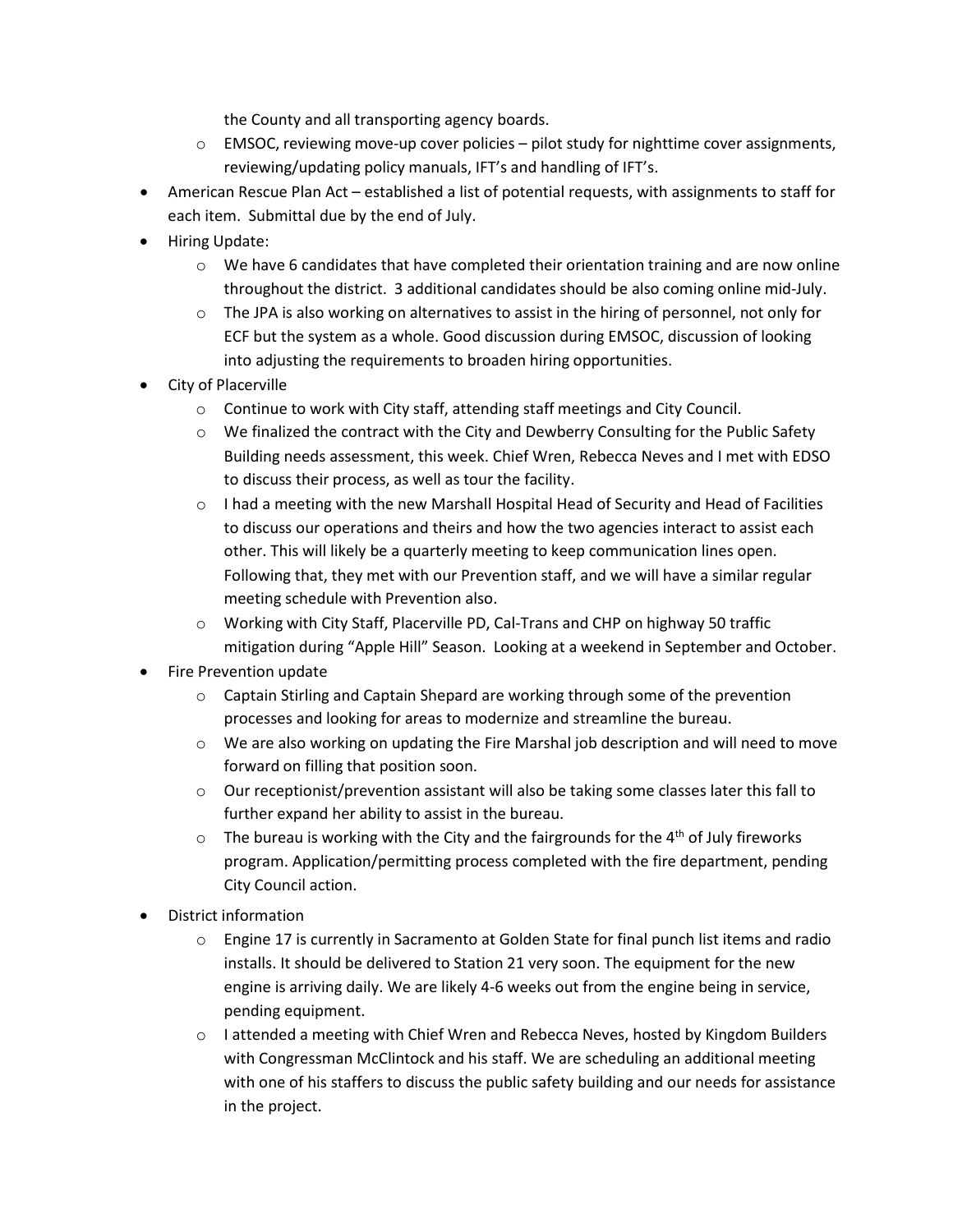the County and all transporting agency boards.
  - EMSOC, reviewing move-up cover policies – pilot study for nighttime cover assignments, reviewing/updating policy manuals, IFT's and handling of IFT's.
- American Rescue Plan Act – established a list of potential requests, with assignments to staff for each item. Submittal due by the end of July.
- Hiring Update:
  - We have 6 candidates that have completed their orientation training and are now online throughout the district. 3 additional candidates should be also coming online mid-July.
  - The JPA is also working on alternatives to assist in the hiring of personnel, not only for ECF but the system as a whole. Good discussion during EMSOC, discussion of looking into adjusting the requirements to broaden hiring opportunities.
- City of Placerville
  - Continue to work with City staff, attending staff meetings and City Council.
  - We finalized the contract with the City and Dewberry Consulting for the Public Safety Building needs assessment, this week. Chief Wren, Rebecca Neves and I met with EDSO to discuss their process, as well as tour the facility.
  - I had a meeting with the new Marshall Hospital Head of Security and Head of Facilities to discuss our operations and theirs and how the two agencies interact to assist each other. This will likely be a quarterly meeting to keep communication lines open. Following that, they met with our Prevention staff, and we will have a similar regular meeting schedule with Prevention also.
  - Working with City Staff, Placerville PD, Cal-Trans and CHP on highway 50 traffic mitigation during "Apple Hill" Season. Looking at a weekend in September and October.
- Fire Prevention update
  - Captain Stirling and Captain Shepard are working through some of the prevention processes and looking for areas to modernize and streamline the bureau.
  - We are also working on updating the Fire Marshal job description and will need to move forward on filling that position soon.
  - Our receptionist/prevention assistant will also be taking some classes later this fall to further expand her ability to assist in the bureau.
  - The bureau is working with the City and the fairgrounds for the 4th of July fireworks program. Application/permitting process completed with the fire department, pending City Council action.
- District information
  - Engine 17 is currently in Sacramento at Golden State for final punch list items and radio installs. It should be delivered to Station 21 very soon. The equipment for the new engine is arriving daily. We are likely 4-6 weeks out from the engine being in service, pending equipment.
  - I attended a meeting with Chief Wren and Rebecca Neves, hosted by Kingdom Builders with Congressman McClintock and his staff. We are scheduling an additional meeting with one of his staffers to discuss the public safety building and our needs for assistance in the project.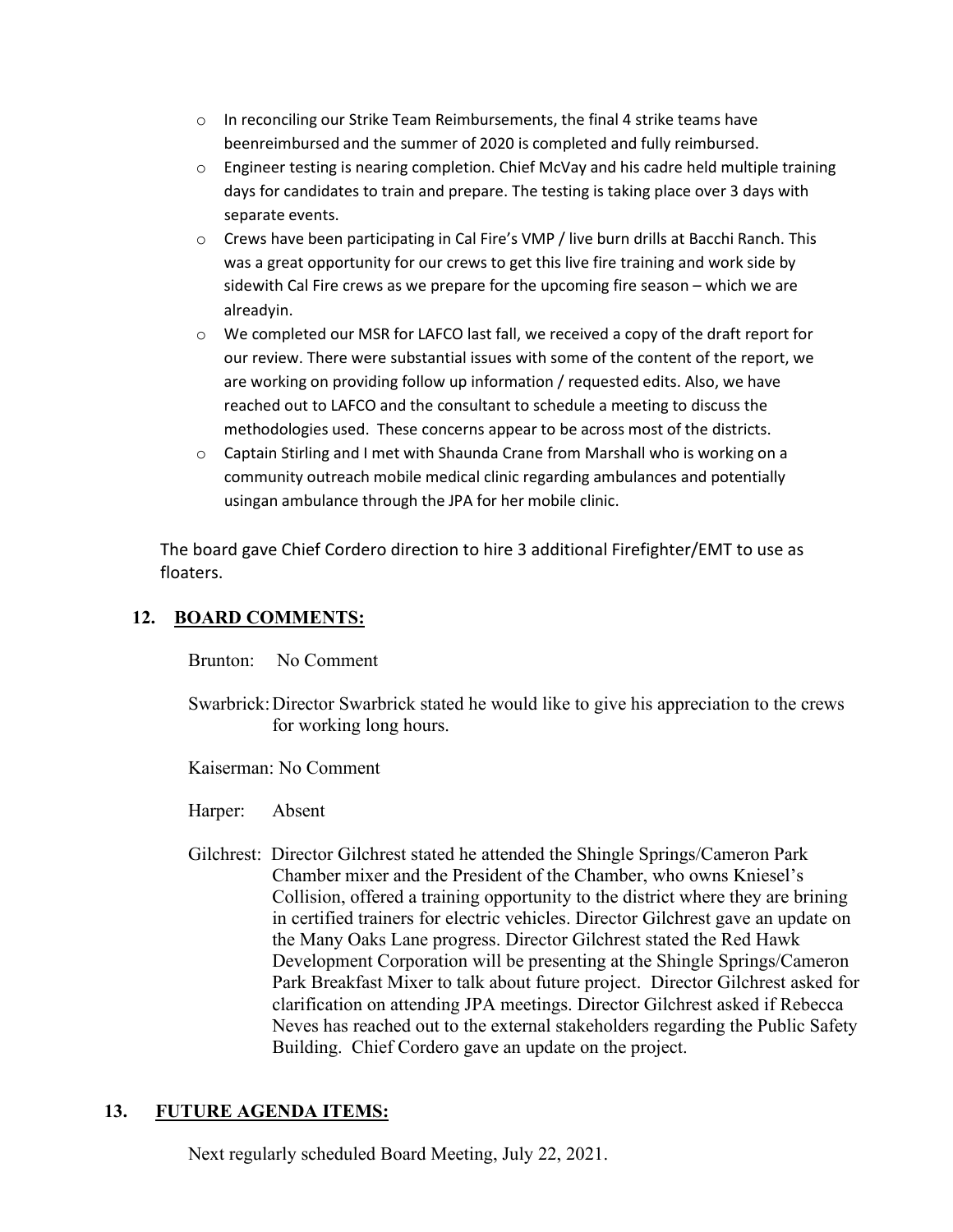- In reconciling our Strike Team Reimbursements, the final 4 strike teams have beenreimbursed and the summer of 2020 is completed and fully reimbursed.
- Engineer testing is nearing completion. Chief McVay and his cadre held multiple training days for candidates to train and prepare. The testing is taking place over 3 days with separate events.
- Crews have been participating in Cal Fire's VMP / live burn drills at Bacchi Ranch. This was a great opportunity for our crews to get this live fire training and work side by sidewith Cal Fire crews as we prepare for the upcoming fire season – which we are alreadyin.
- We completed our MSR for LAFCO last fall, we received a copy of the draft report for our review. There were substantial issues with some of the content of the report, we are working on providing follow up information / requested edits. Also, we have reached out to LAFCO and the consultant to schedule a meeting to discuss the methodologies used. These concerns appear to be across most of the districts.
- Captain Stirling and I met with Shaunda Crane from Marshall who is working on a community outreach mobile medical clinic regarding ambulances and potentially usingan ambulance through the JPA for her mobile clinic.

The board gave Chief Cordero direction to hire 3 additional Firefighter/EMT to use as floaters.

## 12. BOARD COMMENTS:

Brunton: No Comment

Swarbrick: Director Swarbrick stated he would like to give his appreciation to the crews for working long hours.

Kaiserman: No Comment

Harper: Absent

Gilchrest: Director Gilchrest stated he attended the Shingle Springs/Cameron Park Chamber mixer and the President of the Chamber, who owns Kniesel's Collision, offered a training opportunity to the district where they are brining in certified trainers for electric vehicles. Director Gilchrest gave an update on the Many Oaks Lane progress. Director Gilchrest stated the Red Hawk Development Corporation will be presenting at the Shingle Springs/Cameron Park Breakfast Mixer to talk about future project. Director Gilchrest asked for clarification on attending JPA meetings. Director Gilchrest asked if Rebecca Neves has reached out to the external stakeholders regarding the Public Safety Building. Chief Cordero gave an update on the project.

## 13. FUTURE AGENDA ITEMS:

Next regularly scheduled Board Meeting, July 22, 2021.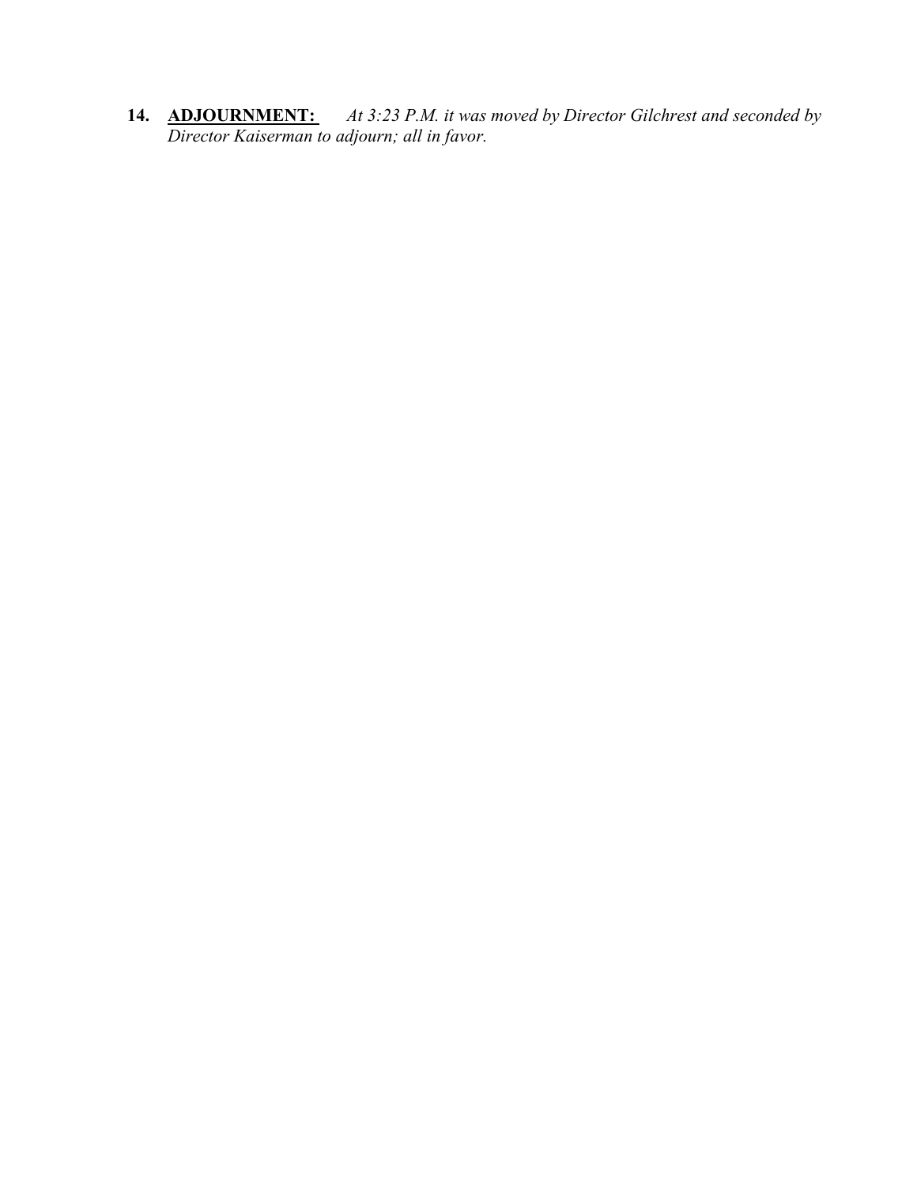**14.** **<u>ADJOURNMENT:</u>** *At 3:23 P.M. it was moved by Director Gilchrest and seconded by Director Kaiserman to adjourn; all in favor.*